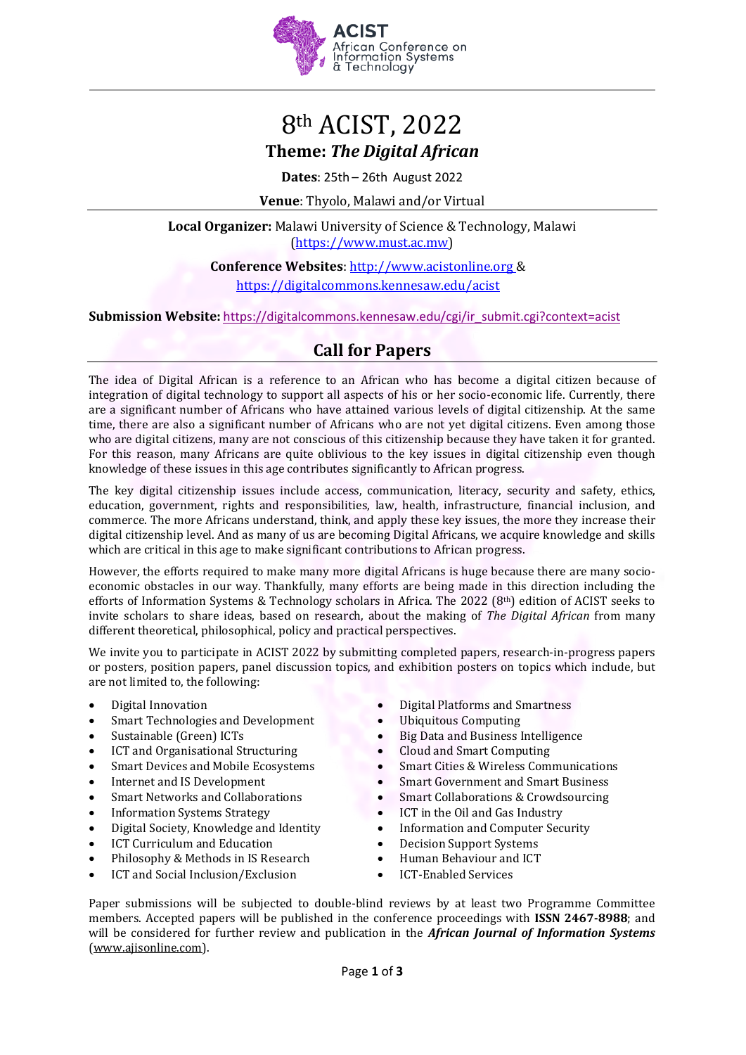ACIST
African Conference on Information Systems & Technology

# 8th ACIST, 2022

## Theme: *The Digital African*

**Dates**: 25th – 26th August 2022

**Venue**: Thyolo, Malawi and/or Virtual

**Local Organizer:** Malawi University of Science & Technology, Malawi (https://www.must.ac.mw)

**Conference Websites**: http://www.acistonline.org & https://digitalcommons.kennesaw.edu/acist

**Submission Website:** https://digitalcommons.kennesaw.edu/cgi/ir_submit.cgi?context=acist

## Call for Papers

The idea of Digital African is a reference to an African who has become a digital citizen because of integration of digital technology to support all aspects of his or her socio-economic life. Currently, there are a significant number of Africans who have attained various levels of digital citizenship. At the same time, there are also a significant number of Africans who are not yet digital citizens. Even among those who are digital citizens, many are not conscious of this citizenship because they have taken it for granted. For this reason, many Africans are quite oblivious to the key issues in digital citizenship even though knowledge of these issues in this age contributes significantly to African progress.

The key digital citizenship issues include access, communication, literacy, security and safety, ethics, education, government, rights and responsibilities, law, health, infrastructure, financial inclusion, and commerce. The more Africans understand, think, and apply these key issues, the more they increase their digital citizenship level. And as many of us are becoming Digital Africans, we acquire knowledge and skills which are critical in this age to make significant contributions to African progress.

However, the efforts required to make many more digital Africans is huge because there are many socio-economic obstacles in our way. Thankfully, many efforts are being made in this direction including the efforts of Information Systems & Technology scholars in Africa. The 2022 (8th) edition of ACIST seeks to invite scholars to share ideas, based on research, about the making of *The Digital African* from many different theoretical, philosophical, policy and practical perspectives.

We invite you to participate in ACIST 2022 by submitting completed papers, research-in-progress papers or posters, position papers, panel discussion topics, and exhibition posters on topics which include, but are not limited to, the following:

- Digital Innovation
- Smart Technologies and Development
- Sustainable (Green) ICTs
- ICT and Organisational Structuring
- Smart Devices and Mobile Ecosystems
- Internet and IS Development
- Smart Networks and Collaborations
- Information Systems Strategy
- Digital Society, Knowledge and Identity
- ICT Curriculum and Education
- Philosophy & Methods in IS Research
- ICT and Social Inclusion/Exclusion
- Digital Platforms and Smartness
- Ubiquitous Computing
- Big Data and Business Intelligence
- Cloud and Smart Computing
- Smart Cities & Wireless Communications
- Smart Government and Smart Business
- Smart Collaborations & Crowdsourcing
- ICT in the Oil and Gas Industry
- Information and Computer Security
- Decision Support Systems
- Human Behaviour and ICT
- ICT-Enabled Services

Paper submissions will be subjected to double-blind reviews by at least two Programme Committee members. Accepted papers will be published in the conference proceedings with **ISSN 2467-8988**; and will be considered for further review and publication in the ***African Journal of Information Systems*** (www.ajisonline.com).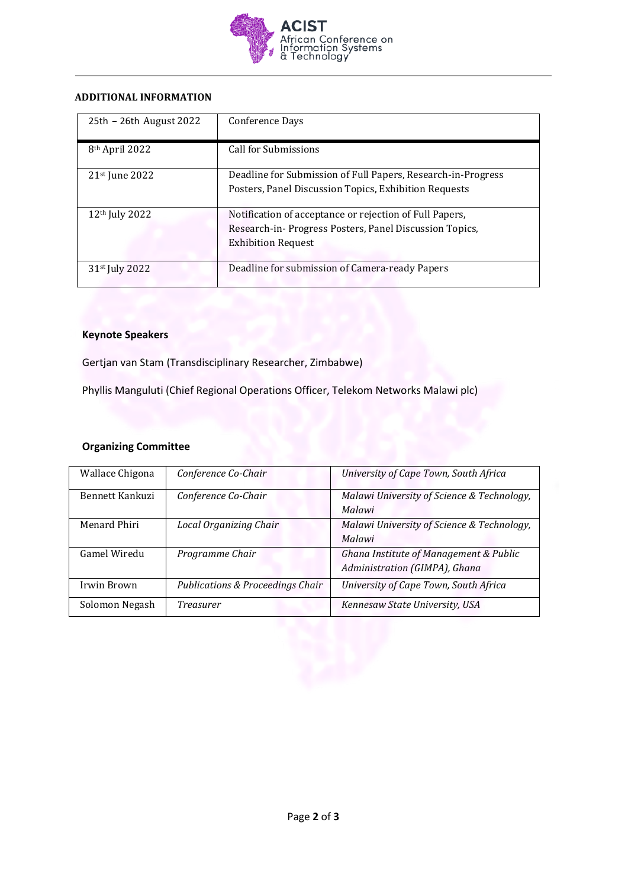## ADDITIONAL INFORMATION

| 25th – 26th August 2022 | Conference Days |
|---|---|
| 8th April 2022 | Call for Submissions |
| 21st June 2022 | Deadline for Submission of Full Papers, Research-in-Progress Posters, Panel Discussion Topics, Exhibition Requests |
| 12th July 2022 | Notification of acceptance or rejection of Full Papers, Research-in- Progress Posters, Panel Discussion Topics, Exhibition Request |
| 31st July 2022 | Deadline for submission of Camera-ready Papers |

### Keynote Speakers

Gertjan van Stam (Transdisciplinary Researcher, Zimbabwe)

Phyllis Manguluti (Chief Regional Operations Officer, Telekom Networks Malawi plc)

### Organizing Committee

| Wallace Chigona | *Conference Co-Chair* | *University of Cape Town, South Africa* |
|---|---|---|
| Bennett Kankuzi | *Conference Co-Chair* | *Malawi University of Science & Technology, Malawi* |
| Menard Phiri | *Local Organizing Chair* | *Malawi University of Science & Technology, Malawi* |
| Gamel Wiredu | *Programme Chair* | *Ghana Institute of Management & Public Administration (GIMPA), Ghana* |
| Irwin Brown | *Publications & Proceedings Chair* | *University of Cape Town, South Africa* |
| Solomon Negash | *Treasurer* | *Kennesaw State University, USA* |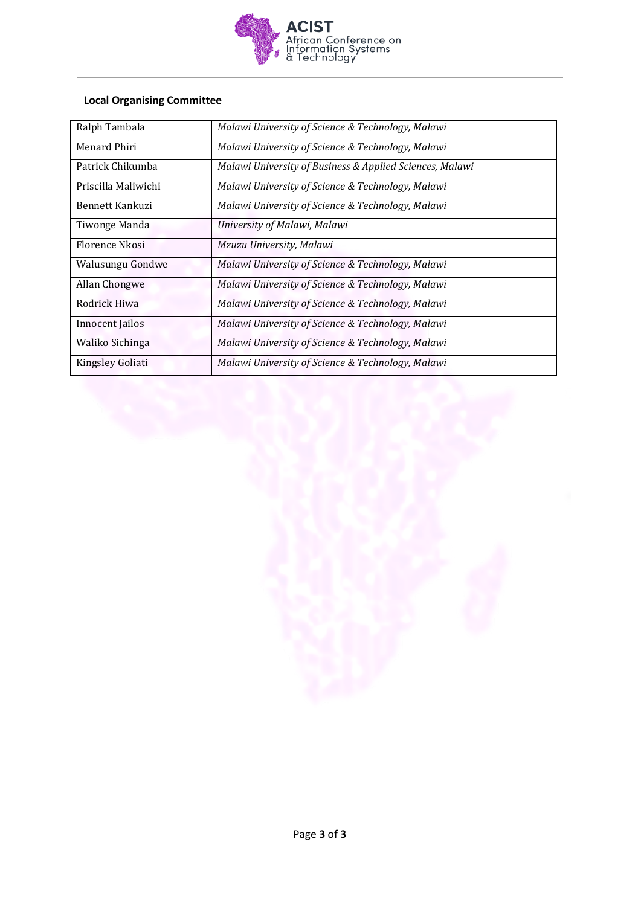## Local Organising Committee

| | |
|---|---|
| Ralph Tambala | *Malawi University of Science & Technology, Malawi* |
| Menard Phiri | *Malawi University of Science & Technology, Malawi* |
| Patrick Chikumba | *Malawi University of Business & Applied Sciences, Malawi* |
| Priscilla Maliwichi | *Malawi University of Science & Technology, Malawi* |
| Bennett Kankuzi | *Malawi University of Science & Technology, Malawi* |
| Tiwonge Manda | *University of Malawi, Malawi* |
| Florence Nkosi | *Mzuzu University, Malawi* |
| Walusungu Gondwe | *Malawi University of Science & Technology, Malawi* |
| Allan Chongwe | *Malawi University of Science & Technology, Malawi* |
| Rodrick Hiwa | *Malawi University of Science & Technology, Malawi* |
| Innocent Jailos | *Malawi University of Science & Technology, Malawi* |
| Waliko Sichinga | *Malawi University of Science & Technology, Malawi* |
| Kingsley Goliati | *Malawi University of Science & Technology, Malawi* |